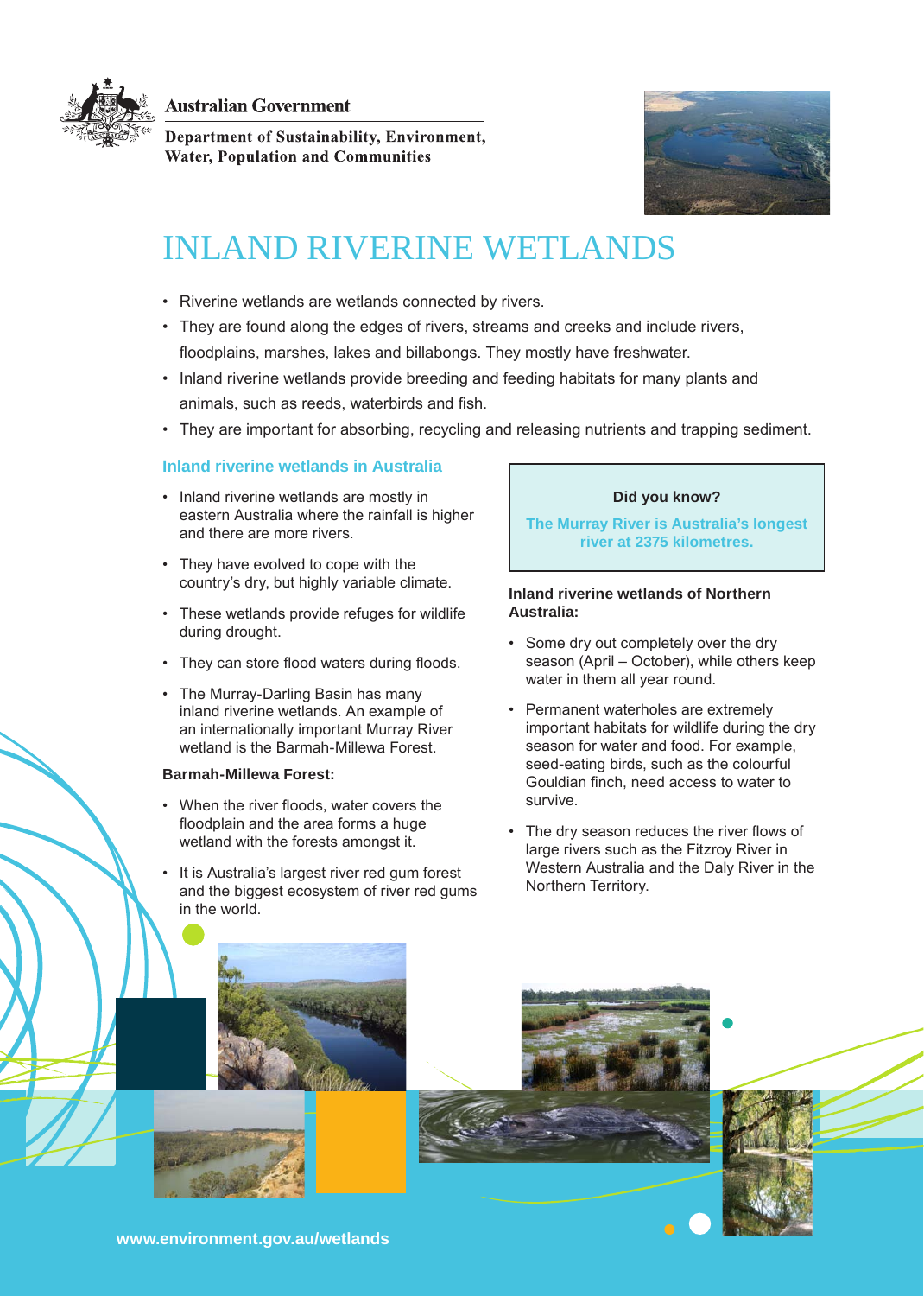Australian Government

Department of Sustainability, Environment, Water, Population and Communities

# INLAND RIVERINE WETLANDS

- Riverine wetlands are wetlands connected by rivers.
- They are found along the edges of rivers, streams and creeks and include rivers, floodplains, marshes, lakes and billabongs. They mostly have freshwater.
- Inland riverine wetlands provide breeding and feeding habitats for many plants and animals, such as reeds, waterbirds and fish.
- They are important for absorbing, recycling and releasing nutrients and trapping sediment.

## Inland riverine wetlands in Australia

- Inland riverine wetlands are mostly in eastern Australia where the rainfall is higher and there are more rivers.
- They have evolved to cope with the country's dry, but highly variable climate.
- These wetlands provide refuges for wildlife during drought.
- They can store flood waters during floods.
- The Murray-Darling Basin has many inland riverine wetlands. An example of an internationally important Murray River wetland is the Barmah-Millewa Forest.

**Barmah-Millewa Forest:**

- When the river floods, water covers the floodplain and the area forms a huge wetland with the forests amongst it.
- It is Australia's largest river red gum forest and the biggest ecosystem of river red gums in the world.

**Did you know?**

**The Murray River is Australia's longest river at 2375 kilometres.**

**Inland riverine wetlands of Northern Australia:**

- Some dry out completely over the dry season (April – October), while others keep water in them all year round.
- Permanent waterholes are extremely important habitats for wildlife during the dry season for water and food. For example, seed-eating birds, such as the colourful Gouldian finch, need access to water to survive.
- The dry season reduces the river flows of large rivers such as the Fitzroy River in Western Australia and the Daly River in the Northern Territory.

www.environment.gov.au/wetlands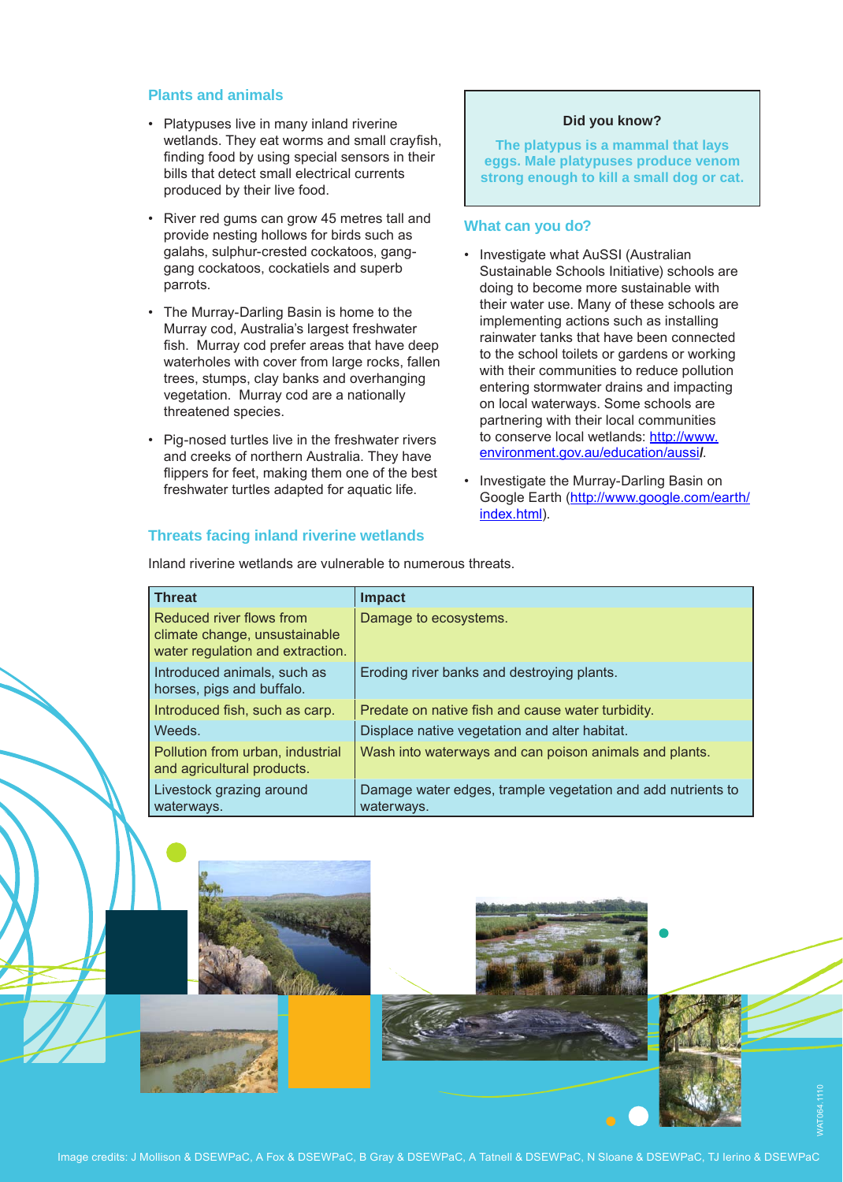## Plants and animals

- Platypuses live in many inland riverine wetlands. They eat worms and small crayfish, finding food by using special sensors in their bills that detect small electrical currents produced by their live food.
- River red gums can grow 45 metres tall and provide nesting hollows for birds such as galahs, sulphur-crested cockatoos, gang-gang cockatoos, cockatiels and superb parrots.
- The Murray-Darling Basin is home to the Murray cod, Australia's largest freshwater fish. Murray cod prefer areas that have deep waterholes with cover from large rocks, fallen trees, stumps, clay banks and overhanging vegetation. Murray cod are a nationally threatened species.
- Pig-nosed turtles live in the freshwater rivers and creeks of northern Australia. They have flippers for feet, making them one of the best freshwater turtles adapted for aquatic life.

**Did you know?**

**The platypus is a mammal that lays eggs. Male platypuses produce venom strong enough to kill a small dog or cat.**

## What can you do?

- Investigate what AuSSI (Australian Sustainable Schools Initiative) schools are doing to become more sustainable with their water use. Many of these schools are implementing actions such as installing rainwater tanks that have been connected to the school toilets or gardens or working with their communities to reduce pollution entering stormwater drains and impacting on local waterways. Some schools are partnering with their local communities to conserve local wetlands: http://www.environment.gov.au/education/aussi/.
- Investigate the Murray-Darling Basin on Google Earth (http://www.google.com/earth/index.html).

## Threats facing inland riverine wetlands

Inland riverine wetlands are vulnerable to numerous threats.

| Threat | Impact |
|---|---|
| Reduced river flows from climate change, unsustainable water regulation and extraction. | Damage to ecosystems. |
| Introduced animals, such as horses, pigs and buffalo. | Eroding river banks and destroying plants. |
| Introduced fish, such as carp. | Predate on native fish and cause water turbidity. |
| Weeds. | Displace native vegetation and alter habitat. |
| Pollution from urban, industrial and agricultural products. | Wash into waterways and can poison animals and plants. |
| Livestock grazing around waterways. | Damage water edges, trample vegetation and add nutrients to waterways. |

Image credits: J Mollison & DSEWPaC, A Fox & DSEWPaC, B Gray & DSEWPaC, A Tatnell & DSEWPaC, N Sloane & DSEWPaC, TJ Ierino & DSEWPaC